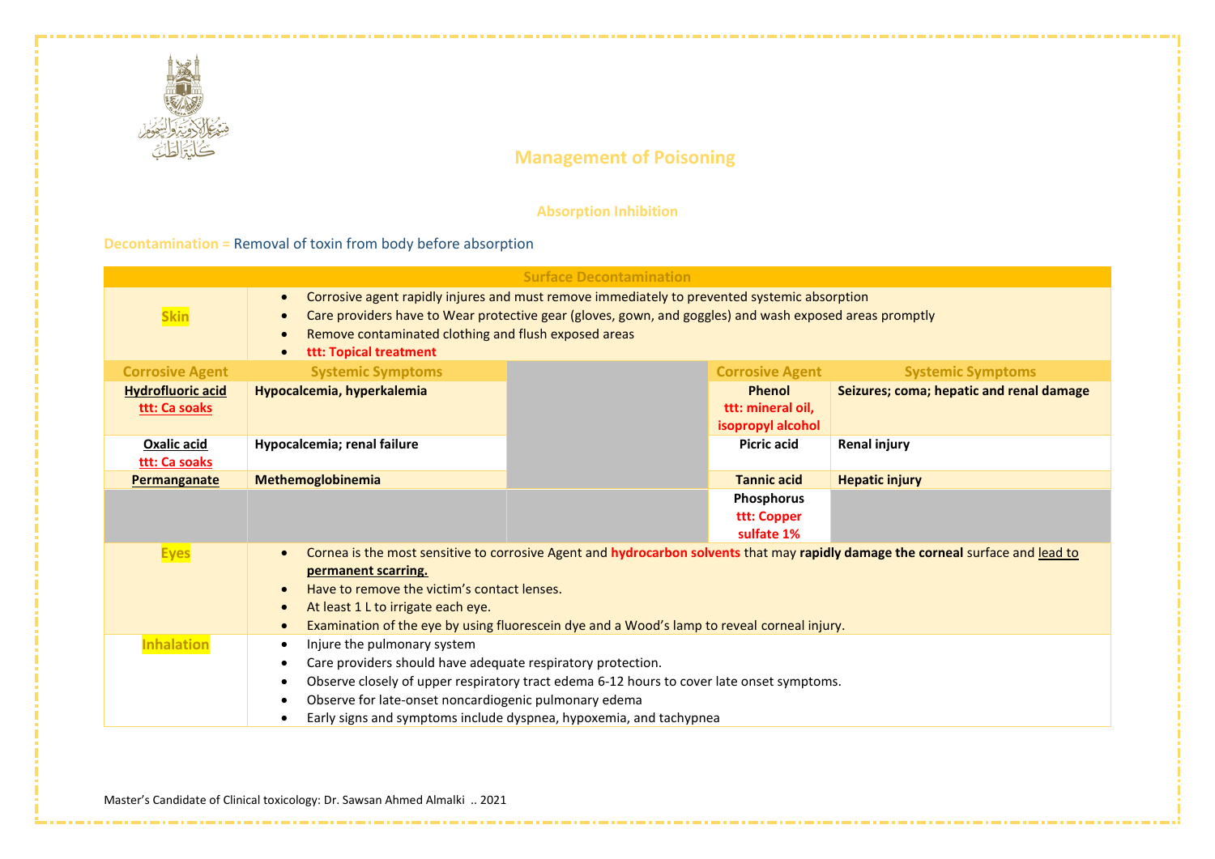# Management of Poisoning

## Absorption Inhibition

**Decontamination =** Removal of toxin from body before absorption

| Surface Decontamination | | | | |
|---|---|---|---|---|
| **Skin** | • Corrosive agent rapidly injures and must remove immediately to prevented systemic absorption<br>• Care providers have to Wear protective gear (gloves, gown, and goggles) and wash exposed areas promptly<br>• Remove contaminated clothing and flush exposed areas<br>• **ttt: Topical treatment** | | | |
| **Corrosive Agent** | **Systemic Symptoms** | | **Corrosive Agent** | **Systemic Symptoms** |
| **Hydrofluoric acid**<br>**ttt: Ca soaks** | **Hypocalcemia, hyperkalemia** | | **Phenol**<br>**ttt: mineral oil, isopropyl alcohol** | **Seizures; coma; hepatic and renal damage** |
| **Oxalic acid**<br>**ttt: Ca soaks** | **Hypocalcemia; renal failure** | | **Picric acid** | **Renal injury** |
| **Permanganate** | **Methemoglobinemia** | | **Tannic acid** | **Hepatic injury** |
| | | | **Phosphorus**<br>**ttt: Copper sulfate 1%** | |
| **Eyes** | • Cornea is the most sensitive to corrosive Agent and **hydrocarbon solvents** that may **rapidly damage the corneal** surface and lead to **permanent scarring.**<br>• Have to remove the victim's contact lenses.<br>• At least 1 L to irrigate each eye.<br>• Examination of the eye by using fluorescein dye and a Wood's lamp to reveal corneal injury. | | | |
| **Inhalation** | • Injure the pulmonary system<br>• Care providers should have adequate respiratory protection.<br>• Observe closely of upper respiratory tract edema 6-12 hours to cover late onset symptoms.<br>• Observe for late-onset noncardiogenic pulmonary edema<br>• Early signs and symptoms include dyspnea, hypoxemia, and tachypnea | | | |

Master's Candidate of Clinical toxicology: Dr. Sawsan Ahmed Almalki .. 2021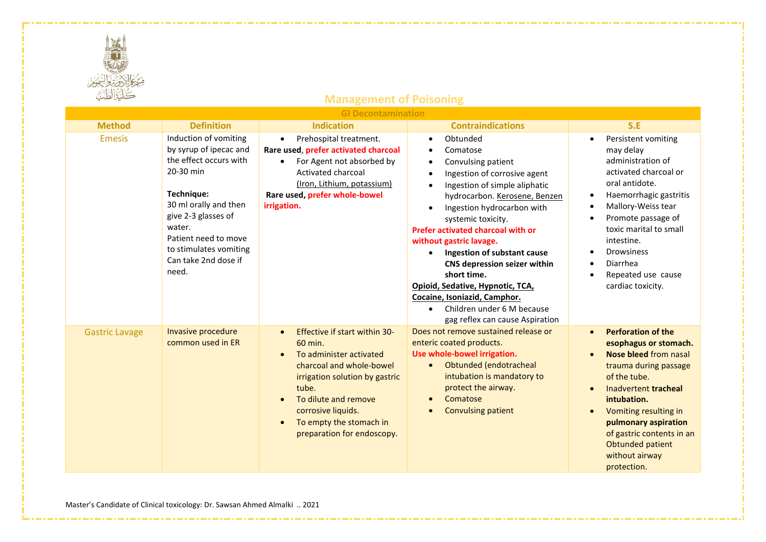## Management of Poisoning

| GI Decontamination | | | | |
|---|---|---|---|---|
| **Method** | **Definition** | **Indication** | **Contraindications** | **S.E** |
| Emesis | Induction of vomiting by syrup of ipecac and the effect occurs with 20-30 min<br><br>**Technique:**<br>30 ml orally and then give 2-3 glasses of water.<br>Patient need to move to stimulates vomiting<br>Can take 2nd dose if need. | • Prehospital treatment.<br>**Rare used**, **prefer activated charcoal**<br>• For Agent not absorbed by Activated charcoal (Iron, Lithium, potassium)<br>**Rare used, prefer whole-bowel irrigation.** | • Obtunded<br>• Comatose<br>• Convulsing patient<br>• Ingestion of corrosive agent<br>• Ingestion of simple aliphatic hydrocarbon. Kerosene, Benzen<br>• Ingestion hydrocarbon with systemic toxicity.<br>**Prefer activated charcoal with or without gastric lavage.**<br>• **Ingestion of substant cause CNS depression seizer within short time.**<br>**Opioid, Sedative, Hypnotic, TCA, Cocaine, Isoniazid, Camphor.**<br>• Children under 6 M because gag reflex can cause Aspiration | • Persistent vomiting may delay administration of activated charcoal or oral antidote.<br>• Haemorrhagic gastritis<br>• Mallory-Weiss tear<br>• Promote passage of toxic marital to small intestine.<br>• Drowsiness<br>• Diarrhea<br>• Repeated use cause cardiac toxicity. |
| Gastric Lavage | Invasive procedure common used in ER | • Effective if start within 30-60 min.<br>• To administer activated charcoal and whole-bowel irrigation solution by gastric tube.<br>• To dilute and remove corrosive liquids.<br>• To empty the stomach in preparation for endoscopy. | Does not remove sustained release or enteric coated products.<br>**Use whole-bowel irrigation.**<br>• Obtunded (endotracheal intubation is mandatory to protect the airway.<br>• Comatose<br>• Convulsing patient | • **Perforation of the esophagus or stomach.**<br>• **Nose bleed** from nasal trauma during passage of the tube.<br>• Inadvertent **tracheal intubation.**<br>• Vomiting resulting in **pulmonary aspiration** of gastric contents in an Obtunded patient without airway protection. |

Master's Candidate of Clinical toxicology: Dr. Sawsan Ahmed Almalki .. 2021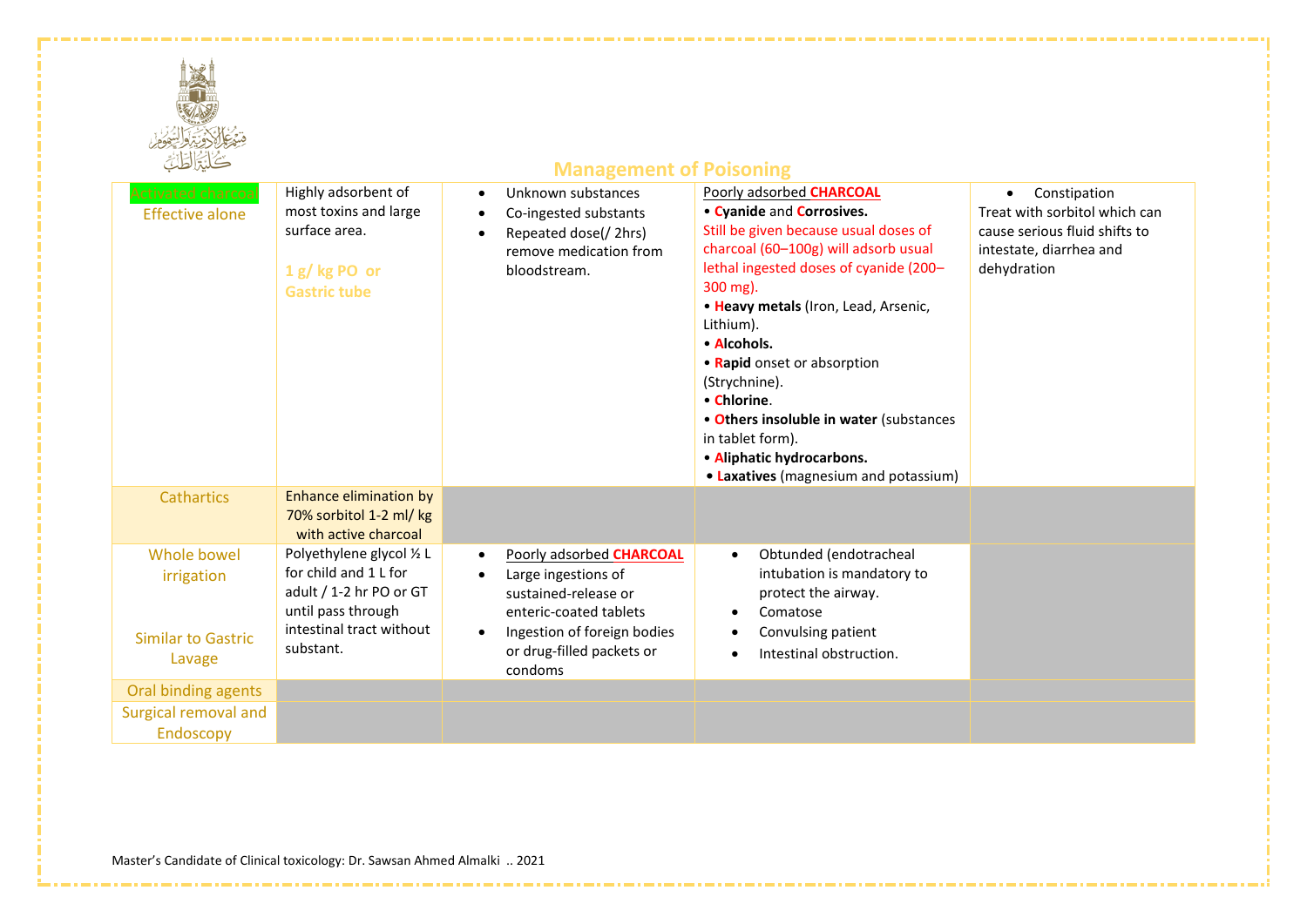## Management of Poisoning

| | | | | |
|---|---|---|---|---|
| Activated charcoal<br>Effective alone | Highly adsorbent of most toxins and large surface area.<br><br>1 g/ kg PO or Gastric tube | • Unknown substances<br>• Co-ingested substants<br>• Repeated dose(/ 2hrs) remove medication from bloodstream. | Poorly adsorbed **CHARCOAL**<br>• **Cyanide** and **Corrosives.**<br>Still be given because usual doses of charcoal (60–100g) will adsorb usual lethal ingested doses of cyanide (200–300 mg).<br>• **Heavy metals** (Iron, Lead, Arsenic, Lithium).<br>• **Alcohols.**<br>• **Rapid** onset or absorption (Strychnine).<br>• **Chlorine**.<br>• **Others insoluble in water** (substances in tablet form).<br>• **Aliphatic hydrocarbons.**<br>• **Laxatives** (magnesium and potassium) | • Constipation<br>Treat with sorbitol which can cause serious fluid shifts to intestate, diarrhea and dehydration |
| Cathartics | Enhance elimination by 70% sorbitol 1-2 ml/ kg with active charcoal | | | |
| Whole bowel irrigation<br><br>Similar to Gastric Lavage | Polyethylene glycol ½ L for child and 1 L for adult / 1-2 hr PO or GT until pass through intestinal tract without substant. | • Poorly adsorbed **CHARCOAL**<br>• Large ingestions of sustained-release or enteric-coated tablets<br>• Ingestion of foreign bodies or drug-filled packets or condoms | • Obtunded (endotracheal intubation is mandatory to protect the airway.<br>• Comatose<br>• Convulsing patient<br>• Intestinal obstruction. | |
| Oral binding agents | | | | |
| Surgical removal and Endoscopy | | | | |

Master's Candidate of Clinical toxicology: Dr. Sawsan Ahmed Almalki .. 2021